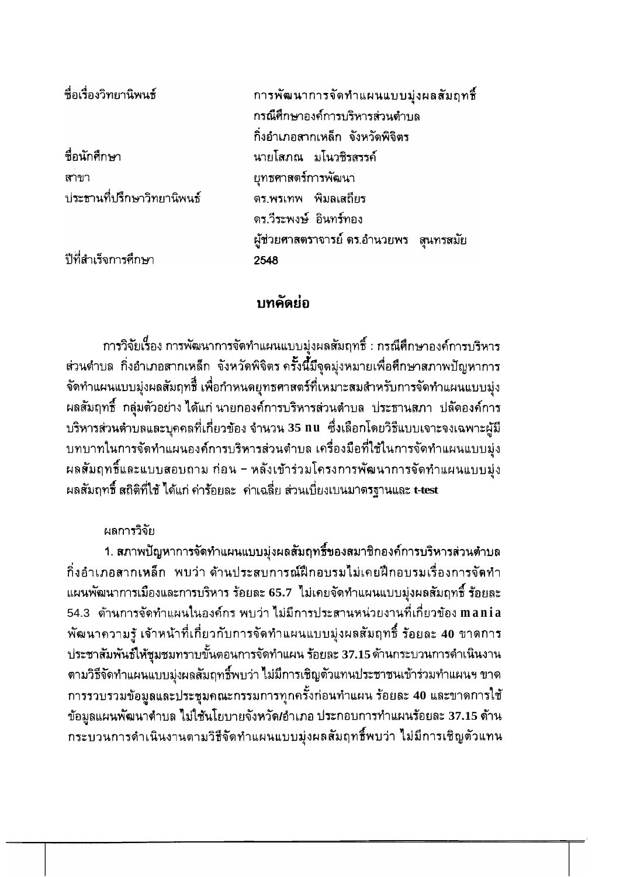| | |
|---|---|
| ชื่อเรื่องวิทยานิพนธ์ | การพัฒนาการจัดทำแผนแบบมุ่งผลสัมฤทธิ์ กรณีศึกษาองค์การบริหารส่วนตำบล กิ่งอำเภอสากเหล็ก จังหวัดพิจิตร |
| ชื่อนักศึกษา | นายโสภณ มโนวชิรสรรค์ |
| สาขา | ยุทธศาสตร์การพัฒนา |
| ประธานที่ปรึกษาวิทยานิพนธ์ | ดร.พรเทพ พิมลเสถียร |
| | ดร.วีระพงษ์ อินทร์ทอง |
| | ผู้ช่วยศาสตราจารย์ ดร.อำนวยพร สุนทรสมัย |
| ปีที่สำเร็จการศึกษา | 2548 |

## บทคัดย่อ

การวิจัยเรื่อง การพัฒนาการจัดทำแผนแบบมุ่งผลสัมฤทธิ์ : กรณีศึกษาองค์การบริหารส่วนตำบล กิ่งอำเภอสากเหล็ก จังหวัดพิจิตร ครั้งนี้มีจุดมุ่งหมายเพื่อศึกษาสภาพปัญหาการจัดทำแผนแบบมุ่งผลสัมฤทธิ์ เพื่อกำหนดยุทธศาสตร์ที่เหมาะสมสำหรับการจัดทำแผนแบบมุ่งผลสัมฤทธิ์ กลุ่มตัวอย่าง ได้แก่ นายกองค์การบริหารส่วนตำบล ประธานสภา ปลัดองค์การบริหารส่วนตำบลและบุคคลที่เกี่ยวข้อง จำนวน 35 คน ซึ่งเลือกโดยวิธีแบบเจาะจงเฉพาะผู้มีบทบาทในการจัดทำแผนองค์การบริหารส่วนตำบล เครื่องมือที่ใช้ในการจัดทำแผนแบบมุ่งผลสัมฤทธิ์และแบบสอบถาม ก่อน – หลังเข้าร่วมโครงการพัฒนาการจัดทำแผนแบบมุ่งผลสัมฤทธิ์ สถิติที่ใช้ ได้แก่ ค่าร้อยละ ค่าเฉลี่ย ส่วนเบี่ยงเบนมาตรฐานและ t-test

ผลการวิจัย

1. สภาพปัญหาการจัดทำแผนแบบมุ่งผลสัมฤทธิ์ของสมาชิกองค์การบริหารส่วนตำบลกิ่งอำเภอสากเหล็ก พบว่า ด้านประสบการณ์ฝึกอบรมไม่เคยฝึกอบรมเรื่องการจัดทำแผนพัฒนาการเมืองและการบริหาร ร้อยละ 65.7 ไม่เคยจัดทำแผนแบบมุ่งผลสัมฤทธิ์ ร้อยละ 54.3 ด้านการจัดทำแผนในองค์กร พบว่า ไม่มีการประสานหน่วยงานที่เกี่ยวข้อง mania พัฒนาความรู้ เจ้าหน้าที่เกี่ยวกับการจัดทำแผนแบบมุ่งผลสัมฤทธิ์ ร้อยละ 40 ขาดการประชาสัมพันธ์ให้ชุมชมทราบขั้นตอนการจัดทำแผน ร้อยละ 37.15 ด้านกระบวนการดำเนินงานตามวิธีจัดทำแผนแบบมุ่งผลสัมฤทธิ์พบว่า ไม่มีการเชิญตัวแทนประชาชนเข้าร่วมทำแผนฯ ขาดการรวบรวมข้อมูลและประชุมคณะกรรมการทุกครั้งก่อนทำแผน ร้อยละ 40 และขาดการใช้ข้อมูลแผนพัฒนาตำบล ไม่ใช้นโยบายจังหวัด/อำเภอ ประกอบการทำแผนร้อยละ 37.15 ด้านกระบวนการดำเนินงานตามวิธีจัดทำแผนแบบมุ่งผลสัมฤทธิ์พบว่า ไม่มีการเชิญตัวแทน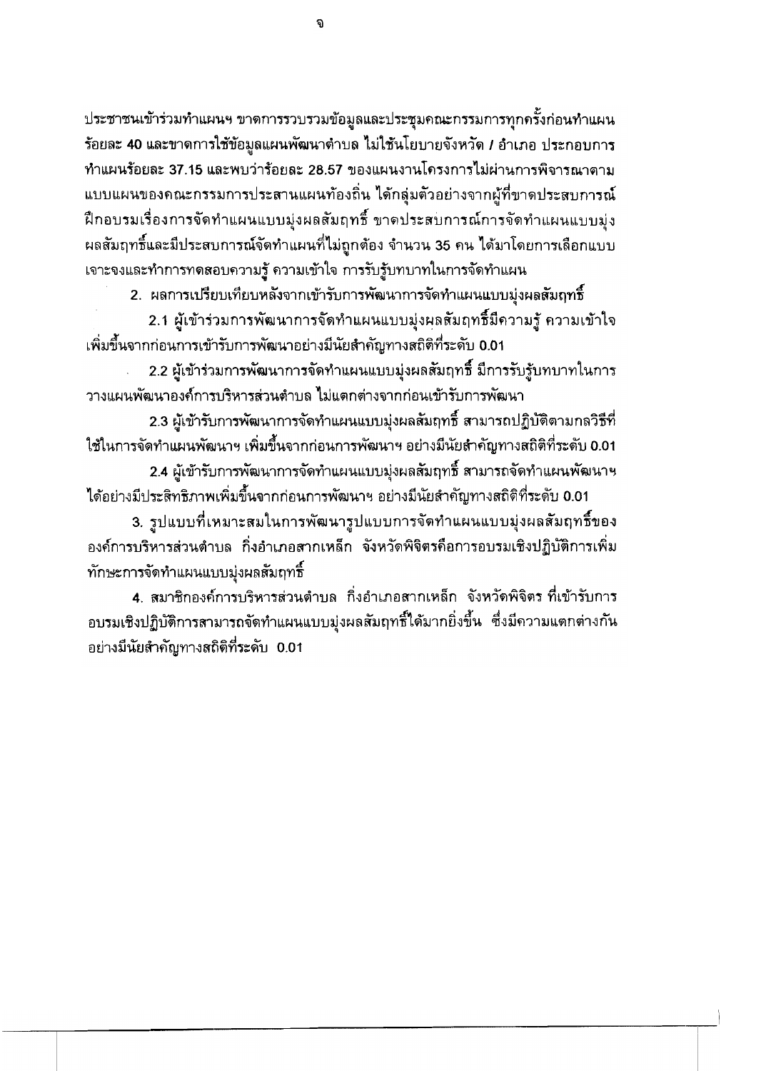ประชาชนเข้าร่วมทำแผนฯ ขาดการรวบรวมข้อมูลและประชุมคณะกรรมการทุกครั้งก่อนทำแผน ร้อยละ 40 และขาดการใช้ข้อมูลแผนพัฒนาตำบล ไม่ใช้นโยบายจังหวัด / อำเภอ ประกอบการทำแผนร้อยละ 37.15 และพบว่าร้อยละ 28.57 ของแผนงานโครงการไม่ผ่านการพิจารณาตามแบบแผนของคณะกรรมการประสานแผนท้องถิ่น ได้กลุ่มตัวอย่างจากผู้ที่ขาดประสบการณ์ฝึกอบรมเรื่องการจัดทำแผนแบบมุ่งผลสัมฤทธิ์ ขาดประสบการณ์การจัดทำแผนแบบมุ่งผลสัมฤทธิ์และมีประสบการณ์จัดทำแผนที่ไม่ถูกต้อง จำนวน 35 คน ได้มาโดยการเลือกแบบเจาะจงและทำการทดสอบความรู้ ความเข้าใจ การรับรู้บทบาทในการจัดทำแผน

2. ผลการเปรียบเทียบหลังจากเข้ารับการพัฒนาการจัดทำแผนแบบมุ่งผลสัมฤทธิ์

2.1 ผู้เข้าร่วมการพัฒนาการจัดทำแผนแบบมุ่งผลสัมฤทธิ์มีความรู้ ความเข้าใจเพิ่มขึ้นจากก่อนการเข้ารับการพัฒนาอย่างมีนัยสำคัญทางสถิติที่ระดับ 0.01

2.2 ผู้เข้าร่วมการพัฒนาการจัดทำแผนแบบมุ่งผลสัมฤทธิ์ มีการรับรู้บทบาทในการวางแผนพัฒนาองค์การบริหารส่วนตำบล ไม่แตกต่างจากก่อนเข้ารับการพัฒนา

2.3 ผู้เข้ารับการพัฒนาการจัดทำแผนแบบมุ่งผลสัมฤทธิ์ สามารถปฏิบัติตามกลวิธีที่ใช้ในการจัดทำแผนพัฒนาฯ เพิ่มขึ้นจากก่อนการพัฒนาฯ อย่างมีนัยสำคัญทางสถิติที่ระดับ 0.01

2.4 ผู้เข้ารับการพัฒนาการจัดทำแผนแบบมุ่งผลสัมฤทธิ์ สามารถจัดทำแผนพัฒนาฯ ได้อย่างมีประสิทธิภาพเพิ่มขึ้นจากก่อนการพัฒนาฯ อย่างมีนัยสำคัญทางสถิติที่ระดับ 0.01

3. รูปแบบที่เหมาะสมในการพัฒนารูปแบบการจัดทำแผนแบบมุ่งผลสัมฤทธิ์ขององค์การบริหารส่วนตำบล กิ่งอำเภอสากเหล็ก จังหวัดพิจิตรคือการอบรมเชิงปฏิบัติการเพิ่มทักษะการจัดทำแผนแบบมุ่งผลสัมฤทธิ์

4. สมาชิกองค์การบริหารส่วนตำบล กิ่งอำเภอสากเหล็ก จังหวัดพิจิตร ที่เข้ารับการอบรมเชิงปฏิบัติการสามารถจัดทำแผนแบบมุ่งผลสัมฤทธิ์ได้มากยิ่งขึ้น ซึ่งมีความแตกต่างกันอย่างมีนัยสำคัญทางสถิติที่ระดับ 0.01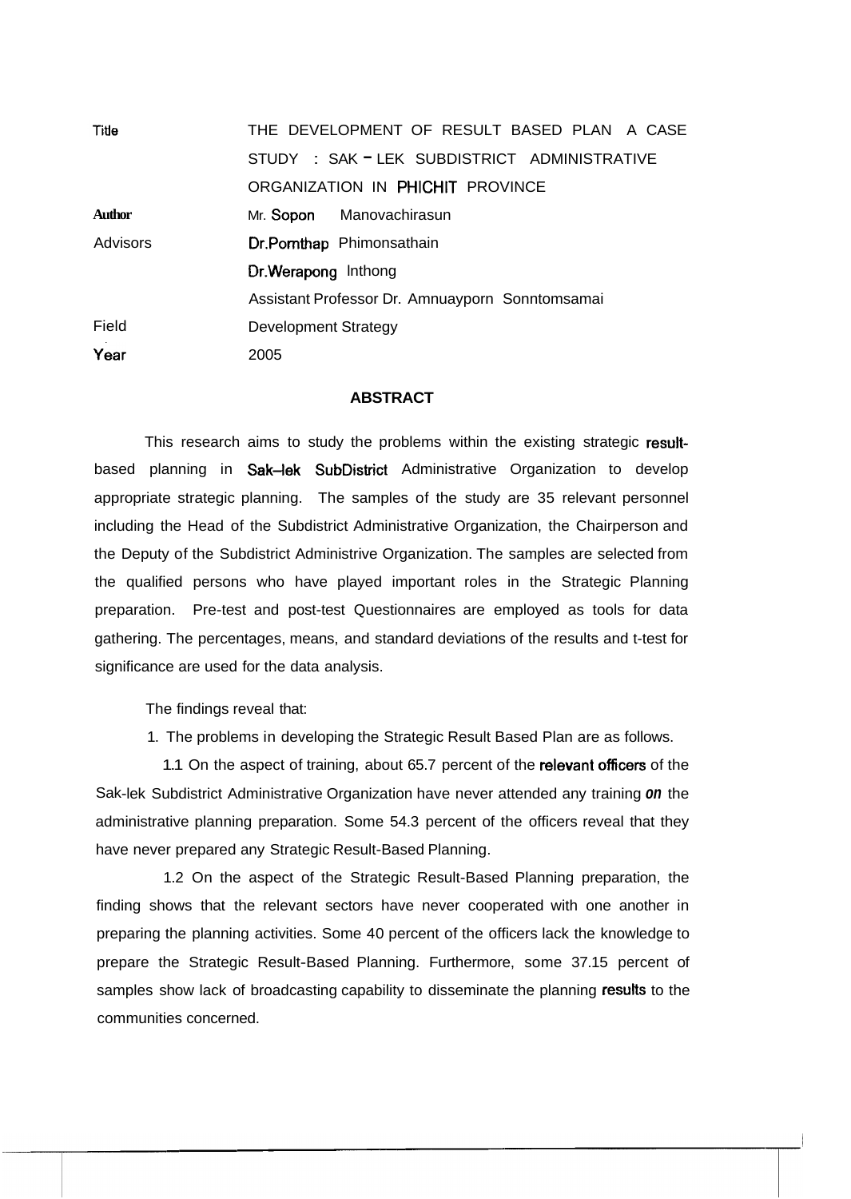| | |
|---|---|
| Title | THE DEVELOPMENT OF RESULT BASED PLAN A CASE STUDY : SAK - LEK SUBDISTRICT ADMINISTRATIVE ORGANIZATION IN PHICHIT PROVINCE |
| Author | Mr. Sopon Manovachirasun |
| Advisors | Dr.Pornthap Phimonsathain |
| | Dr.Werapong Inthong |
| | Assistant Professor Dr. Amnuayporn Sonntomsamai |
| Field | Development Strategy |
| Year | 2005 |

## ABSTRACT

This research aims to study the problems within the existing strategic result-based planning in Sak-lek SubDistrict Administrative Organization to develop appropriate strategic planning. The samples of the study are 35 relevant personnel including the Head of the Subdistrict Administrative Organization, the Chairperson and the Deputy of the Subdistrict Administrive Organization. The samples are selected from the qualified persons who have played important roles in the Strategic Planning preparation. Pre-test and post-test Questionnaires are employed as tools for data gathering. The percentages, means, and standard deviations of the results and t-test for significance are used for the data analysis.

The findings reveal that:

1. The problems in developing the Strategic Result Based Plan are as follows.

1.1 On the aspect of training, about 65.7 percent of the relevant officers of the Sak-lek Subdistrict Administrative Organization have never attended any training *on* the administrative planning preparation. Some 54.3 percent of the officers reveal that they have never prepared any Strategic Result-Based Planning.

1.2 On the aspect of the Strategic Result-Based Planning preparation, the finding shows that the relevant sectors have never cooperated with one another in preparing the planning activities. Some 40 percent of the officers lack the knowledge to prepare the Strategic Result-Based Planning. Furthermore, some 37.15 percent of samples show lack of broadcasting capability to disseminate the planning results to the communities concerned.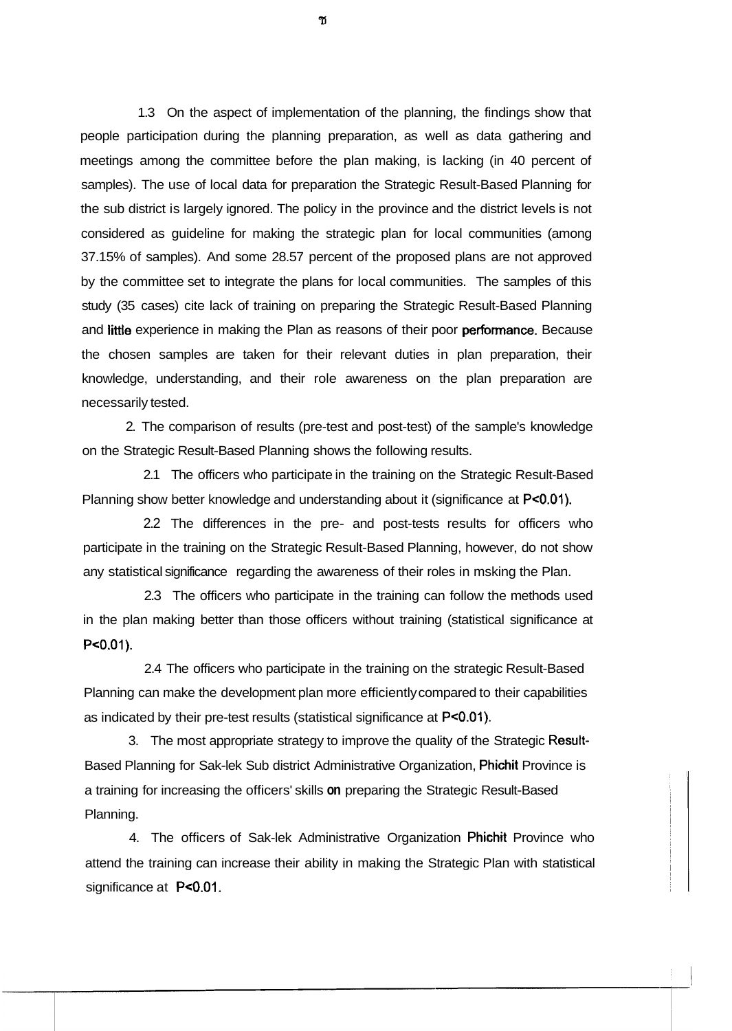1.3 On the aspect of implementation of the planning, the findings show that people participation during the planning preparation, as well as data gathering and meetings among the committee before the plan making, is lacking (in 40 percent of samples). The use of local data for preparation the Strategic Result-Based Planning for the sub district is largely ignored. The policy in the province and the district levels is not considered as guideline for making the strategic plan for local communities (among 37.15% of samples). And some 28.57 percent of the proposed plans are not approved by the committee set to integrate the plans for local communities. The samples of this study (35 cases) cite lack of training on preparing the Strategic Result-Based Planning and little experience in making the Plan as reasons of their poor performance. Because the chosen samples are taken for their relevant duties in plan preparation, their knowledge, understanding, and their role awareness on the plan preparation are necessarily tested.

2. The comparison of results (pre-test and post-test) of the sample's knowledge on the Strategic Result-Based Planning shows the following results.

2.1 The officers who participate in the training on the Strategic Result-Based Planning show better knowledge and understanding about it (significance at $P<0.01$).

2.2 The differences in the pre- and post-tests results for officers who participate in the training on the Strategic Result-Based Planning, however, do not show any statistical significance regarding the awareness of their roles in msking the Plan.

2.3 The officers who participate in the training can follow the methods used in the plan making better than those officers without training (statistical significance at $P<0.01$).

2.4 The officers who participate in the training on the strategic Result-Based Planning can make the development plan more efficiently compared to their capabilities as indicated by their pre-test results (statistical significance at $P<0.01$).

3. The most appropriate strategy to improve the quality of the Strategic Result-Based Planning for Sak-lek Sub district Administrative Organization, Phichit Province is a training for increasing the officers' skills on preparing the Strategic Result-Based Planning.

4. The officers of Sak-lek Administrative Organization Phichit Province who attend the training can increase their ability in making the Strategic Plan with statistical significance at $P<0.01$.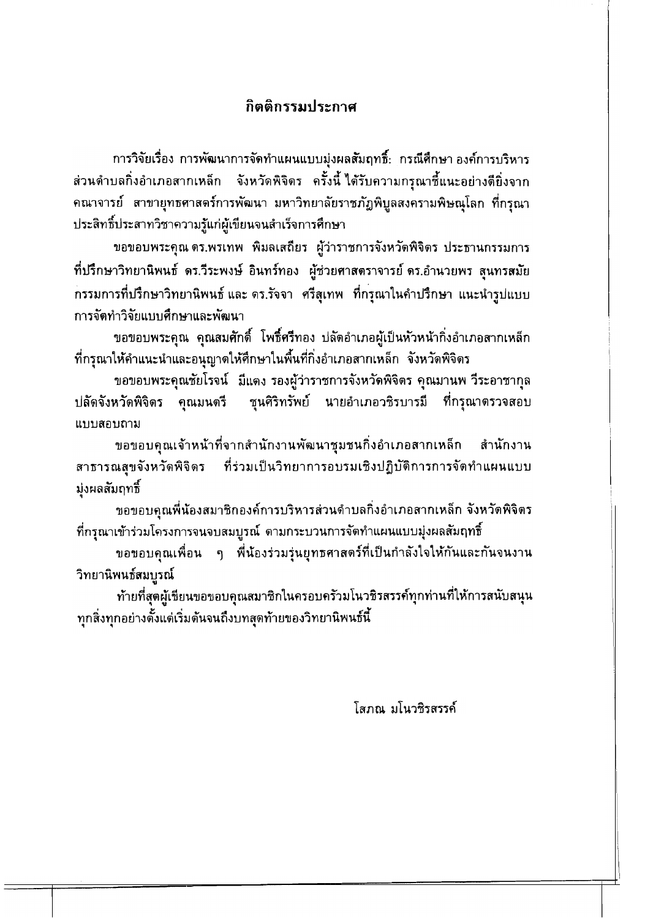# กิตติกรรมประกาศ

การวิจัยเรื่อง การพัฒนาการจัดทำแผนแบบมุ่งผลสัมฤทธิ์: กรณีศึกษา องค์การบริหารส่วนตำบลกิ่งอำเภอสากเหล็ก จังหวัดพิจิตร ครั้งนี้ ได้รับความกรุณาชี้แนะอย่างดียิ่งจากคณาจารย์ สาขายุทธศาสตร์การพัฒนา มหาวิทยาลัยราชภัฏพิบูลสงครามพิษณุโลก ที่กรุณาประสิทธิ์ประสาทวิชาความรู้แก่ผู้เขียนจนสำเร็จการศึกษา

ขอขอบพระคุณ ดร.พรเทพ พิมลเสถียร ผู้ว่าราชการจังหวัดพิจิตร ประธานกรรมการที่ปรึกษาวิทยานิพนธ์ ดร.วีระพงษ์ อินทร์ทอง ผู้ช่วยศาสตราจารย์ ดร.อำนวยพร สุนทรสมัย กรรมการที่ปรึกษาวิทยานิพนธ์ และ ดร.รัจจา ศรีสุเทพ ที่กรุณาในคำปรึกษา แนะนำรูปแบบการจัดทำวิจัยแบบศึกษาและพัฒนา

ขอขอบพระคุณ คุณสมศักดิ์ โพธิ์ศรีทอง ปลัดอำเภอผู้เป็นหัวหน้ากิ่งอำเภอสากเหล็ก ที่กรุณาให้คำแนะนำและอนุญาตให้ศึกษาในพื้นที่กิ่งอำเภอสากเหล็ก จังหวัดพิจิตร

ขอขอบพระคุณชัยโรจน์ มีแดง รองผู้ว่าราชการจังหวัดพิจิตร คุณมานพ วีระอาชากุล ปลัดจังหวัดพิจิตร คุณมนตรี ชุนศิริทรัพย์ นายอำเภอวชิรบารมี ที่กรุณาตรวจสอบแบบสอบถาม

ขอขอบคุณเจ้าหน้าที่จากสำนักงานพัฒนาชุมชนกิ่งอำเภอสากเหล็ก สำนักงานสาธารณสุขจังหวัดพิจิตร ที่ร่วมเป็นวิทยาการอบรมเชิงปฏิบัติการการจัดทำแผนแบบมุ่งผลสัมฤทธิ์

ขอขอบคุณพี่น้องสมาชิกองค์การบริหารส่วนตำบลกิ่งอำเภอสากเหล็ก จังหวัดพิจิตร ที่กรุณาเข้าร่วมโครงการจนจบสมบูรณ์ ตามกระบวนการจัดทำแผนแบบมุ่งผลสัมฤทธิ์

ขอขอบคุณเพื่อน ๆ พี่น้องร่วมรุ่นยุทธศาสตร์ที่เป็นกำลังใจให้กันและกันจนงานวิทยานิพนธ์สมบูรณ์

ท้ายที่สุดผู้เขียนขอขอบคุณสมาชิกในครอบครัวมโนวชิรสรรค์ทุกท่านที่ให้การสนับสนุนทุกสิ่งทุกอย่างตั้งแต่เริ่มต้นจนถึงบทสุดท้ายของวิทยานิพนธ์นี้

โสภณ มโนวชิรสรรค์